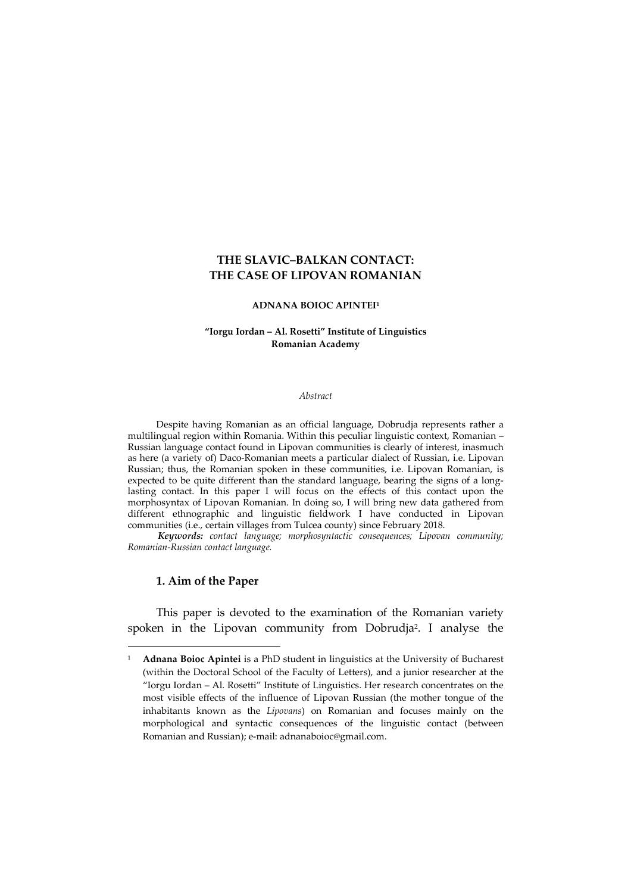# THE SLAVIC–BALKAN CONTACT: THE CASE OF LIPOVAN ROMANIAN

**ADNANA BOIOC APINTEI**[1]

**"Iorgu Iordan – Al. Rosetti" Institute of Linguistics**
**Romanian Academy**

*Abstract*

Despite having Romanian as an official language, Dobrudja represents rather a multilingual region within Romania. Within this peculiar linguistic context, Romanian – Russian language contact found in Lipovan communities is clearly of interest, inasmuch as here (a variety of) Daco-Romanian meets a particular dialect of Russian, i.e. Lipovan Russian; thus, the Romanian spoken in these communities, i.e. Lipovan Romanian, is expected to be quite different than the standard language, bearing the signs of a long-lasting contact. In this paper I will focus on the effects of this contact upon the morphosyntax of Lipovan Romanian. In doing so, I will bring new data gathered from different ethnographic and linguistic fieldwork I have conducted in Lipovan communities (i.e., certain villages from Tulcea county) since February 2018.

***Keywords:*** *contact language; morphosyntactic consequences; Lipovan community; Romanian-Russian contact language.*

## 1. Aim of the Paper

This paper is devoted to the examination of the Romanian variety spoken in the Lipovan community from Dobrudja[2]. I analyse the

---

[1] **Adnana Boioc Apintei** is a PhD student in linguistics at the University of Bucharest (within the Doctoral School of the Faculty of Letters), and a junior researcher at the "Iorgu Iordan – Al. Rosetti" Institute of Linguistics. Her research concentrates on the most visible effects of the influence of Lipovan Russian (the mother tongue of the inhabitants known as the *Lipovans*) on Romanian and focuses mainly on the morphological and syntactic consequences of the linguistic contact (between Romanian and Russian); e-mail: adnanaboioc@gmail.com.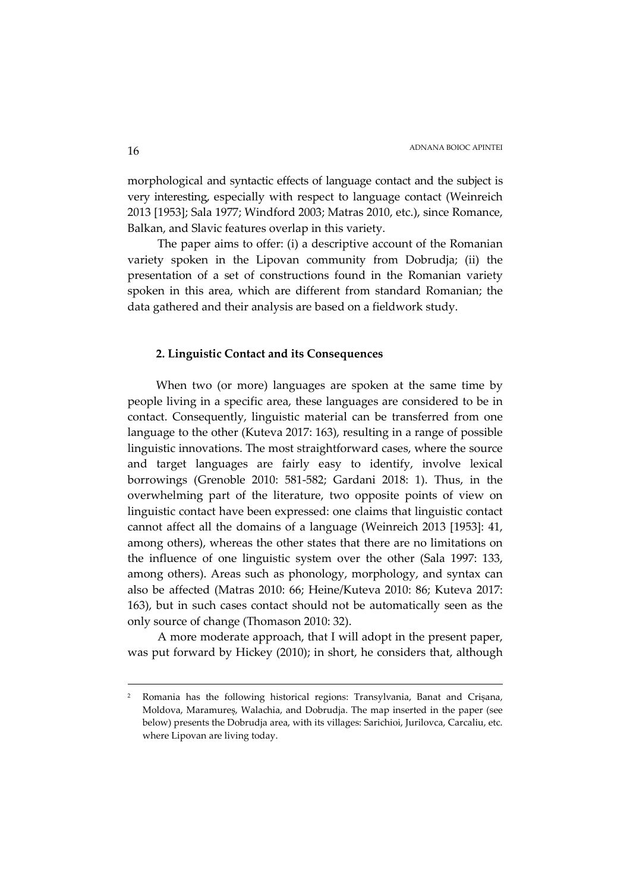morphological and syntactic effects of language contact and the subject is very interesting, especially with respect to language contact (Weinreich 2013 [1953]; Sala 1977; Windford 2003; Matras 2010, etc.), since Romance, Balkan, and Slavic features overlap in this variety.

The paper aims to offer: (i) a descriptive account of the Romanian variety spoken in the Lipovan community from Dobrudja; (ii) the presentation of a set of constructions found in the Romanian variety spoken in this area, which are different from standard Romanian; the data gathered and their analysis are based on a fieldwork study.

## 2. Linguistic Contact and its Consequences

When two (or more) languages are spoken at the same time by people living in a specific area, these languages are considered to be in contact. Consequently, linguistic material can be transferred from one language to the other (Kuteva 2017: 163), resulting in a range of possible linguistic innovations. The most straightforward cases, where the source and target languages are fairly easy to identify, involve lexical borrowings (Grenoble 2010: 581-582; Gardani 2018: 1). Thus, in the overwhelming part of the literature, two opposite points of view on linguistic contact have been expressed: one claims that linguistic contact cannot affect all the domains of a language (Weinreich 2013 [1953]: 41, among others), whereas the other states that there are no limitations on the influence of one linguistic system over the other (Sala 1997: 133, among others). Areas such as phonology, morphology, and syntax can also be affected (Matras 2010: 66; Heine/Kuteva 2010: 86; Kuteva 2017: 163), but in such cases contact should not be automatically seen as the only source of change (Thomason 2010: 32).

A more moderate approach, that I will adopt in the present paper, was put forward by Hickey (2010); in short, he considers that, although

---

[2] Romania has the following historical regions: Transylvania, Banat and Crișana, Moldova, Maramureș, Walachia, and Dobrudja. The map inserted in the paper (see below) presents the Dobrudja area, with its villages: Sarichioi, Jurilovca, Carcaliu, etc. where Lipovan are living today.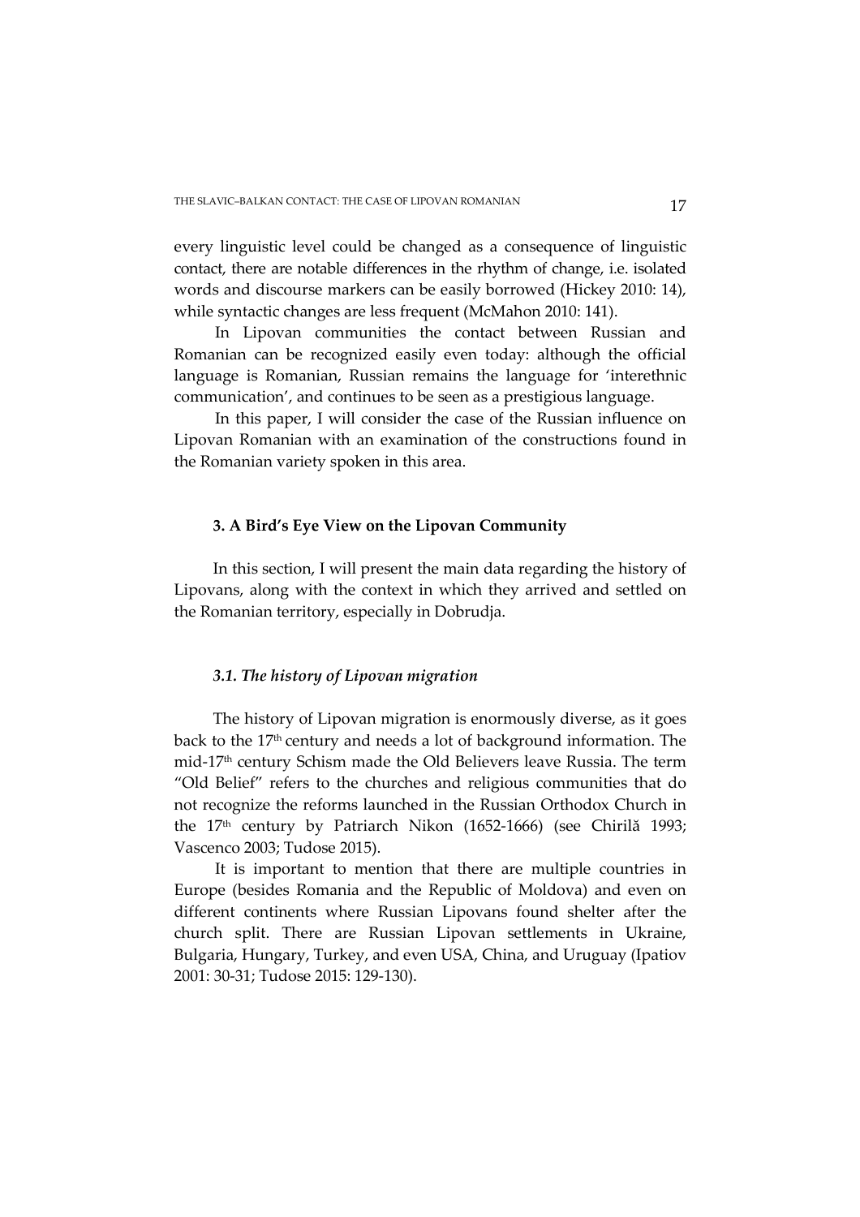every linguistic level could be changed as a consequence of linguistic contact, there are notable differences in the rhythm of change, i.e. isolated words and discourse markers can be easily borrowed (Hickey 2010: 14), while syntactic changes are less frequent (McMahon 2010: 141).

In Lipovan communities the contact between Russian and Romanian can be recognized easily even today: although the official language is Romanian, Russian remains the language for 'interethnic communication', and continues to be seen as a prestigious language.

In this paper, I will consider the case of the Russian influence on Lipovan Romanian with an examination of the constructions found in the Romanian variety spoken in this area.

## 3. A Bird's Eye View on the Lipovan Community

In this section, I will present the main data regarding the history of Lipovans, along with the context in which they arrived and settled on the Romanian territory, especially in Dobrudja.

### *3.1. The history of Lipovan migration*

The history of Lipovan migration is enormously diverse, as it goes back to the 17th century and needs a lot of background information. The mid-17th century Schism made the Old Believers leave Russia. The term "Old Belief" refers to the churches and religious communities that do not recognize the reforms launched in the Russian Orthodox Church in the 17th century by Patriarch Nikon (1652-1666) (see Chirilă 1993; Vascenco 2003; Tudose 2015).

It is important to mention that there are multiple countries in Europe (besides Romania and the Republic of Moldova) and even on different continents where Russian Lipovans found shelter after the church split. There are Russian Lipovan settlements in Ukraine, Bulgaria, Hungary, Turkey, and even USA, China, and Uruguay (Ipatiov 2001: 30-31; Tudose 2015: 129-130).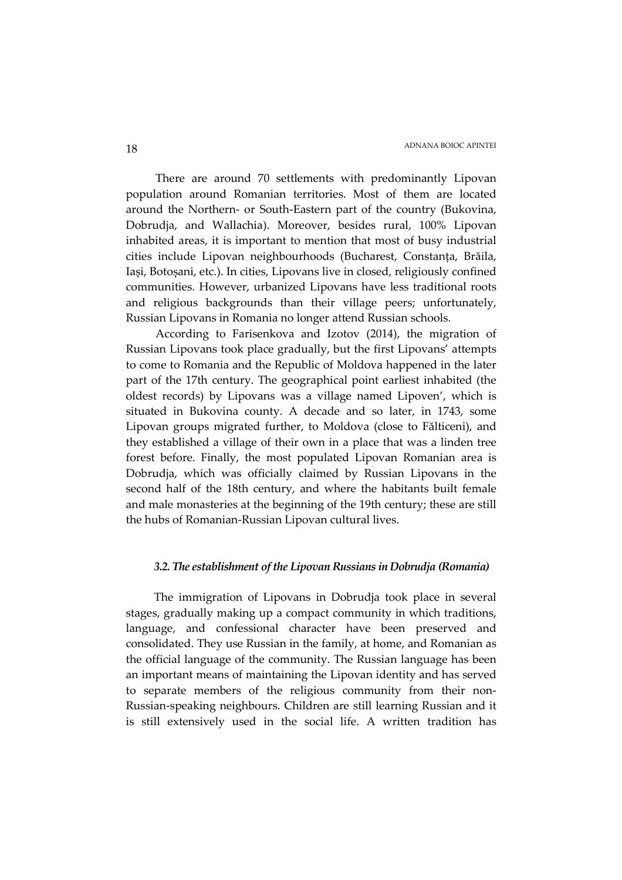There are around 70 settlements with predominantly Lipovan population around Romanian territories. Most of them are located around the Northern- or South-Eastern part of the country (Bukovina, Dobrudja, and Wallachia). Moreover, besides rural, 100% Lipovan inhabited areas, it is important to mention that most of busy industrial cities include Lipovan neighbourhoods (Bucharest, Constanța, Brăila, Iași, Botoșani, etc.). In cities, Lipovans live in closed, religiously confined communities. However, urbanized Lipovans have less traditional roots and religious backgrounds than their village peers; unfortunately, Russian Lipovans in Romania no longer attend Russian schools.

According to Farisenkova and Izotov (2014), the migration of Russian Lipovans took place gradually, but the first Lipovans' attempts to come to Romania and the Republic of Moldova happened in the later part of the 17th century. The geographical point earliest inhabited (the oldest records) by Lipovans was a village named Lipoven', which is situated in Bukovina county. A decade and so later, in 1743, some Lipovan groups migrated further, to Moldova (close to Fălticeni), and they established a village of their own in a place that was a linden tree forest before. Finally, the most populated Lipovan Romanian area is Dobrudja, which was officially claimed by Russian Lipovans in the second half of the 18th century, and where the habitants built female and male monasteries at the beginning of the 19th century; these are still the hubs of Romanian-Russian Lipovan cultural lives.

### *3.2. The establishment of the Lipovan Russians in Dobrudja (Romania)*

The immigration of Lipovans in Dobrudja took place in several stages, gradually making up a compact community in which traditions, language, and confessional character have been preserved and consolidated. They use Russian in the family, at home, and Romanian as the official language of the community. The Russian language has been an important means of maintaining the Lipovan identity and has served to separate members of the religious community from their non-Russian-speaking neighbours. Children are still learning Russian and it is still extensively used in the social life. A written tradition has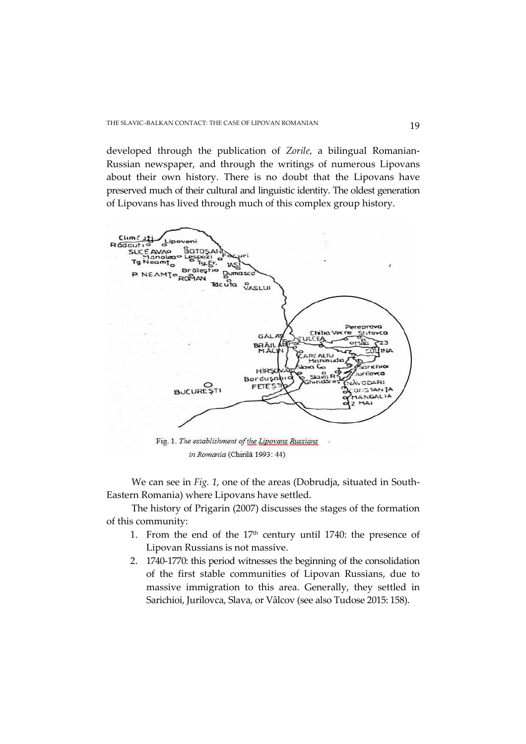developed through the publication of *Zorile*, a bilingual Romanian-Russian newspaper, and through the writings of numerous Lipovans about their own history. There is no doubt that the Lipovans have preserved much of their cultural and linguistic identity. The oldest generation of Lipovans has lived through much of this complex group history.

Fig. 1. *The establishment of the Lipovans Russians in Romania* (Chirilă 1993: 44)

We can see in *Fig. 1*, one of the areas (Dobrudja, situated in South-Eastern Romania) where Lipovans have settled.

The history of Prigarin (2007) discusses the stages of the formation of this community:

1. From the end of the 17th century until 1740: the presence of Lipovan Russians is not massive.
2. 1740-1770: this period witnesses the beginning of the consolidation of the first stable communities of Lipovan Russians, due to massive immigration to this area. Generally, they settled in Sarichioi, Jurilovca, Slava, or Vâlcov (see also Tudose 2015: 158).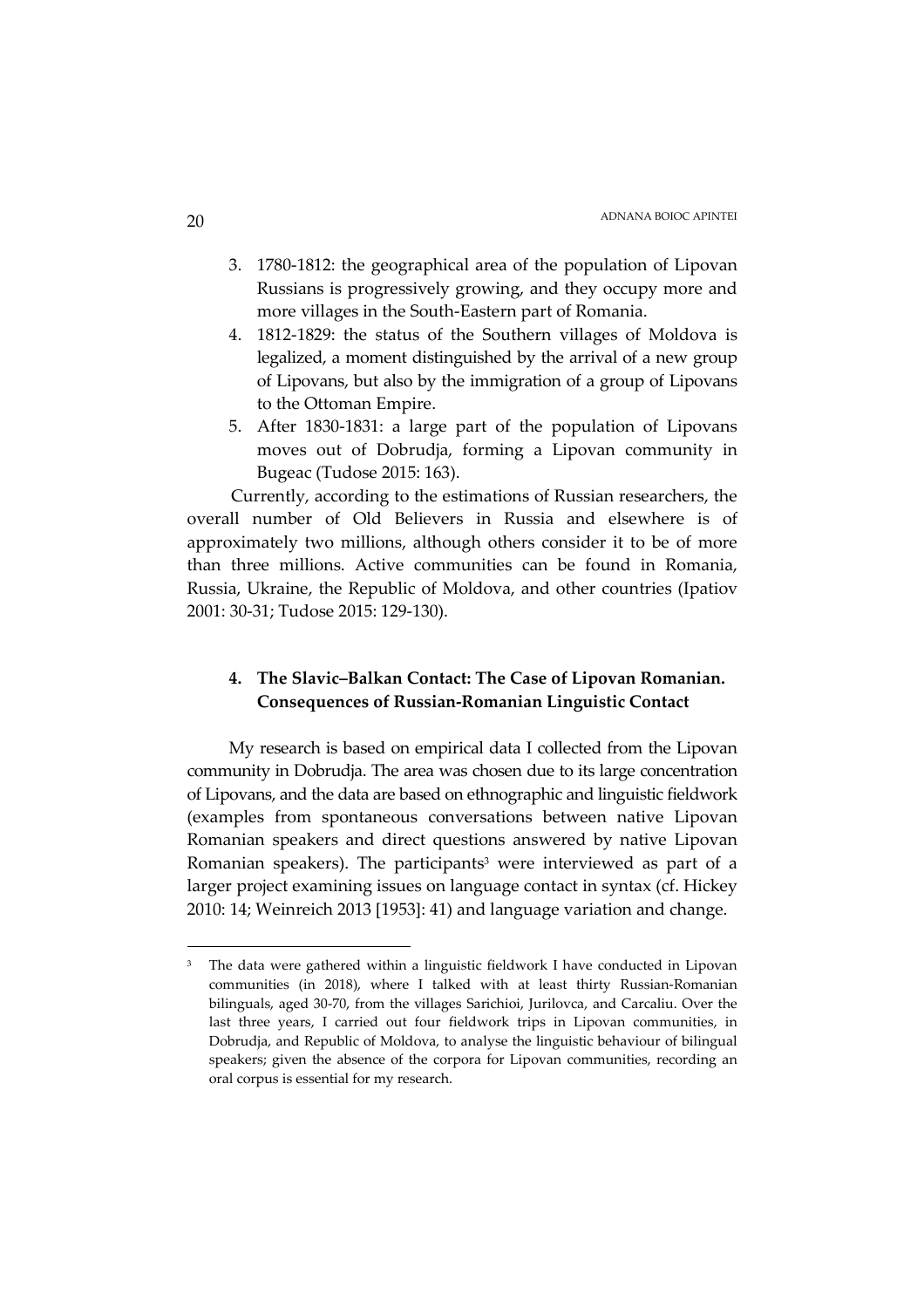3. 1780-1812: the geographical area of the population of Lipovan Russians is progressively growing, and they occupy more and more villages in the South-Eastern part of Romania.
4. 1812-1829: the status of the Southern villages of Moldova is legalized, a moment distinguished by the arrival of a new group of Lipovans, but also by the immigration of a group of Lipovans to the Ottoman Empire.
5. After 1830-1831: a large part of the population of Lipovans moves out of Dobrudja, forming a Lipovan community in Bugeac (Tudose 2015: 163).

Currently, according to the estimations of Russian researchers, the overall number of Old Believers in Russia and elsewhere is of approximately two millions, although others consider it to be of more than three millions. Active communities can be found in Romania, Russia, Ukraine, the Republic of Moldova, and other countries (Ipatiov 2001: 30-31; Tudose 2015: 129-130).

## 4. The Slavic–Balkan Contact: The Case of Lipovan Romanian. Consequences of Russian-Romanian Linguistic Contact

My research is based on empirical data I collected from the Lipovan community in Dobrudja. The area was chosen due to its large concentration of Lipovans, and the data are based on ethnographic and linguistic fieldwork (examples from spontaneous conversations between native Lipovan Romanian speakers and direct questions answered by native Lipovan Romanian speakers). The participants[3] were interviewed as part of a larger project examining issues on language contact in syntax (cf. Hickey 2010: 14; Weinreich 2013 [1953]: 41) and language variation and change.

[3] The data were gathered within a linguistic fieldwork I have conducted in Lipovan communities (in 2018), where I talked with at least thirty Russian-Romanian bilinguals, aged 30-70, from the villages Sarichioi, Jurilovca, and Carcaliu. Over the last three years, I carried out four fieldwork trips in Lipovan communities, in Dobrudja, and Republic of Moldova, to analyse the linguistic behaviour of bilingual speakers; given the absence of the corpora for Lipovan communities, recording an oral corpus is essential for my research.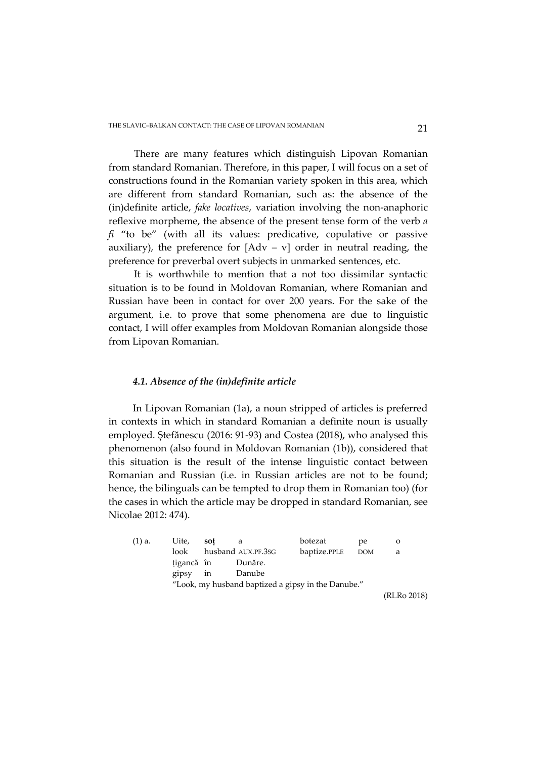There are many features which distinguish Lipovan Romanian from standard Romanian. Therefore, in this paper, I will focus on a set of constructions found in the Romanian variety spoken in this area, which are different from standard Romanian, such as: the absence of the (in)definite article, *fake locatives*, variation involving the non-anaphoric reflexive morpheme, the absence of the present tense form of the verb *a fi* "to be" (with all its values: predicative, copulative or passive auxiliary), the preference for [Adv – v] order in neutral reading, the preference for preverbal overt subjects in unmarked sentences, etc.

It is worthwhile to mention that a not too dissimilar syntactic situation is to be found in Moldovan Romanian, where Romanian and Russian have been in contact for over 200 years. For the sake of the argument, i.e. to prove that some phenomena are due to linguistic contact, I will offer examples from Moldovan Romanian alongside those from Lipovan Romanian.

### *4.1. Absence of the (in)definite article*

In Lipovan Romanian (1a), a noun stripped of articles is preferred in contexts in which in standard Romanian a definite noun is usually employed. Ștefănescu (2016: 91-93) and Costea (2018), who analysed this phenomenon (also found in Moldovan Romanian (1b)), considered that this situation is the result of the intense linguistic contact between Romanian and Russian (i.e. in Russian articles are not to be found; hence, the bilinguals can be tempted to drop them in Romanian too) (for the cases in which the article may be dropped in standard Romanian, see Nicolae 2012: 474).

(1) a.

| Uite, | **soț** | a | botezat | pe | o |
|---|---|---|---|---|---|
| look | husband | AUX.PF.3SG | baptize.PPLE | DOM | a |
| țigancă | în | Dunăre. | | | |
| gipsy | in | Danube | | | |

"Look, my husband baptized a gipsy in the Danube."

(RLRo 2018)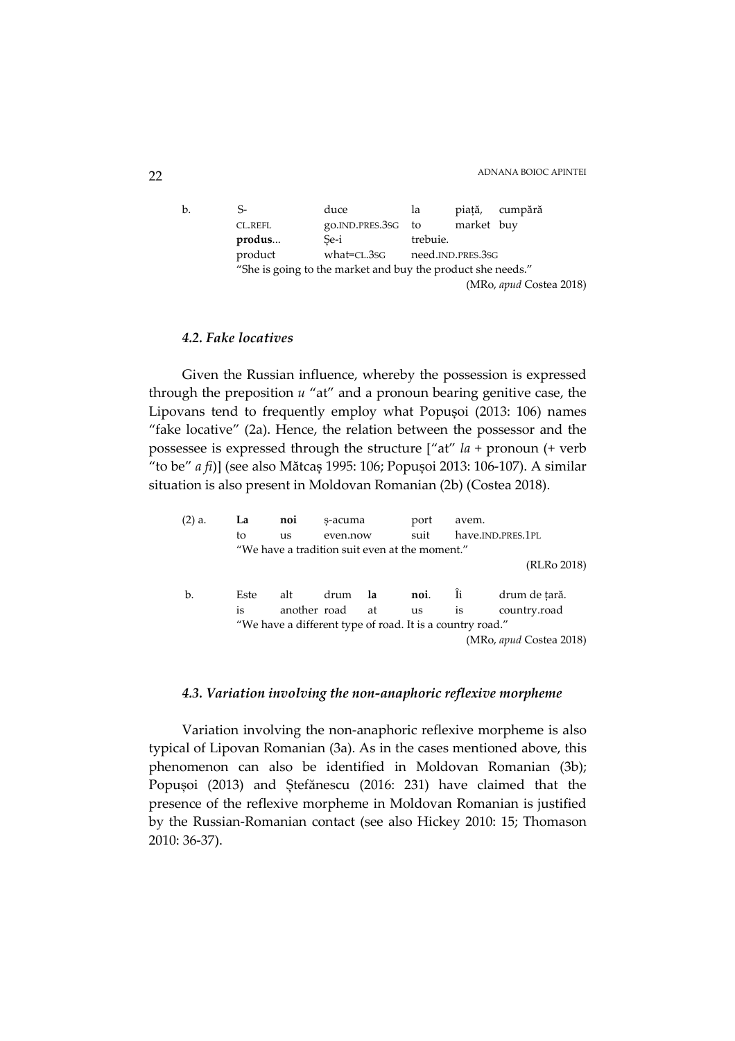b. S- duce la piață, cumpără
CL.REFL go.IND.PRES.3SG to market buy
**produs**... Șe-i trebuie.
product what=CL.3SG need.IND.PRES.3SG
"She is going to the market and buy the product she needs."
(MRo, *apud* Costea 2018)

### *4.2. Fake locatives*

Given the Russian influence, whereby the possession is expressed through the preposition *u* "at" and a pronoun bearing genitive case, the Lipovans tend to frequently employ what Popușoi (2013: 106) names "fake locative" (2a). Hence, the relation between the possessor and the possessee is expressed through the structure ["at" *la* + pronoun (+ verb "to be" *a fi*)] (see also Mătcaș 1995: 106; Popușoi 2013: 106-107). A similar situation is also present in Moldovan Romanian (2b) (Costea 2018).

(2) a. **La** **noi** ș-acuma port avem.
to us even.now suit have.IND.PRES.1PL
"We have a tradition suit even at the moment."
(RLRo 2018)

b. Este alt drum **la** **noi**. Îi drum de țară.
is another road at us is country.road
"We have a different type of road. It is a country road."
(MRo, *apud* Costea 2018)

### *4.3. Variation involving the non-anaphoric reflexive morpheme*

Variation involving the non-anaphoric reflexive morpheme is also typical of Lipovan Romanian (3a). As in the cases mentioned above, this phenomenon can also be identified in Moldovan Romanian (3b); Popușoi (2013) and Ștefănescu (2016: 231) have claimed that the presence of the reflexive morpheme in Moldovan Romanian is justified by the Russian-Romanian contact (see also Hickey 2010: 15; Thomason 2010: 36-37).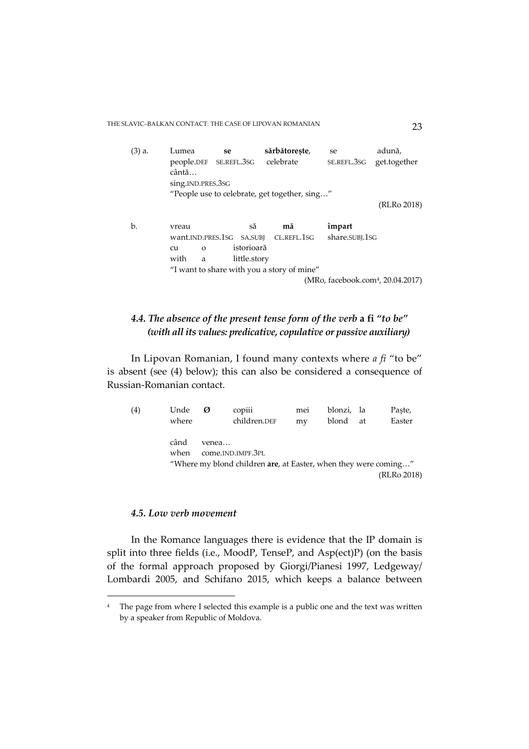(3) a. Lumea **se** **sărbătorește**, se adună,
people.DEF SE.REFL.3SG celebrate SE.REFL.3SG get.together
cântă…
sing.IND.PRES.3SG
"People use to celebrate, get together, sing…"
(RLRo 2018)

b. vreau să **mă** **împart**
want.IND.PRES.1SG SA.SUBJ CL.REFL.1SG share.SUBJ.1SG
cu o istorioară
with a little.story
"I want to share with you a story of mine"
(MRo, facebook.com[4], 20.04.2017)

### *4.4. The absence of the present tense form of the verb* **a fi** *"to be" (with all its values: predicative, copulative or passive auxiliary)*

In Lipovan Romanian, I found many contexts where *a fi* "to be" is absent (see (4) below); this can also be considered a consequence of Russian-Romanian contact.

(4) Unde **Ø** copiii mei blonzi, la Paște,
where children.DEF my blond at Easter
când venea…
when come.IND.IMPF.3PL
"Where my blond children **are**, at Easter, when they were coming…"
(RLRo 2018)

### *4.5. Low verb movement*

In the Romance languages there is evidence that the IP domain is split into three fields (i.e., MoodP, TenseP, and Asp(ect)P) (on the basis of the formal approach proposed by Giorgi/Pianesi 1997, Ledgeway/Lombardi 2005, and Schifano 2015, which keeps a balance between

---

[4] The page from where I selected this example is a public one and the text was written by a speaker from Republic of Moldova.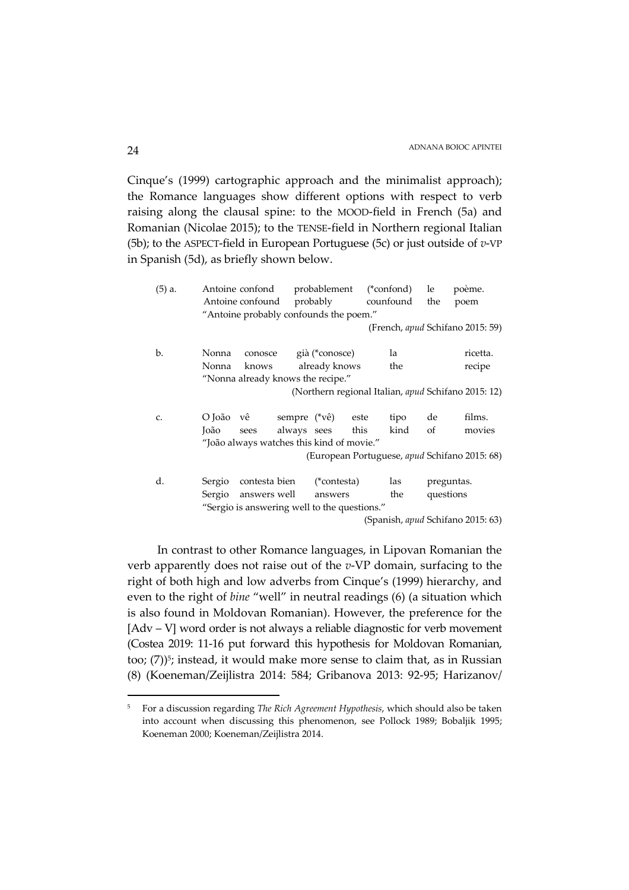Cinque's (1999) cartographic approach and the minimalist approach); the Romance languages show different options with respect to verb raising along the clausal spine: to the MOOD-field in French (5a) and Romanian (Nicolae 2015); to the TENSE-field in Northern regional Italian (5b); to the ASPECT-field in European Portuguese (5c) or just outside of *v*-VP in Spanish (5d), as briefly shown below.

(5) a. Antoine confond probablement (*confond) le poème.
Antoine confound probably counfound the poem
"Antoine probably confounds the poem."
(French, *apud* Schifano 2015: 59)

b. Nonna conosce già (*conosce) la ricetta.
Nonna knows already knows the recipe
"Nonna already knows the recipe."
(Northern regional Italian, *apud* Schifano 2015: 12)

c. O João vê sempre (*vê) este tipo de films.
João sees always sees this kind of movies
"João always watches this kind of movie."
(European Portuguese, *apud* Schifano 2015: 68)

d. Sergio contesta bien (*contesta) las preguntas.
Sergio answers well answers the questions
"Sergio is answering well to the questions."
(Spanish, *apud* Schifano 2015: 63)

In contrast to other Romance languages, in Lipovan Romanian the verb apparently does not raise out of the *v*-VP domain, surfacing to the right of both high and low adverbs from Cinque's (1999) hierarchy, and even to the right of *bine* "well" in neutral readings (6) (a situation which is also found in Moldovan Romanian). However, the preference for the [Adv – V] word order is not always a reliable diagnostic for verb movement (Costea 2019: 11-16 put forward this hypothesis for Moldovan Romanian, too; (7))[5]; instead, it would make more sense to claim that, as in Russian (8) (Koeneman/Zeijlistra 2014: 584; Gribanova 2013: 92-95; Harizanov/

[5] For a discussion regarding *The Rich Agreement Hypothesis*, which should also be taken into account when discussing this phenomenon, see Pollock 1989; Bobaljik 1995; Koeneman 2000; Koeneman/Zeijlistra 2014.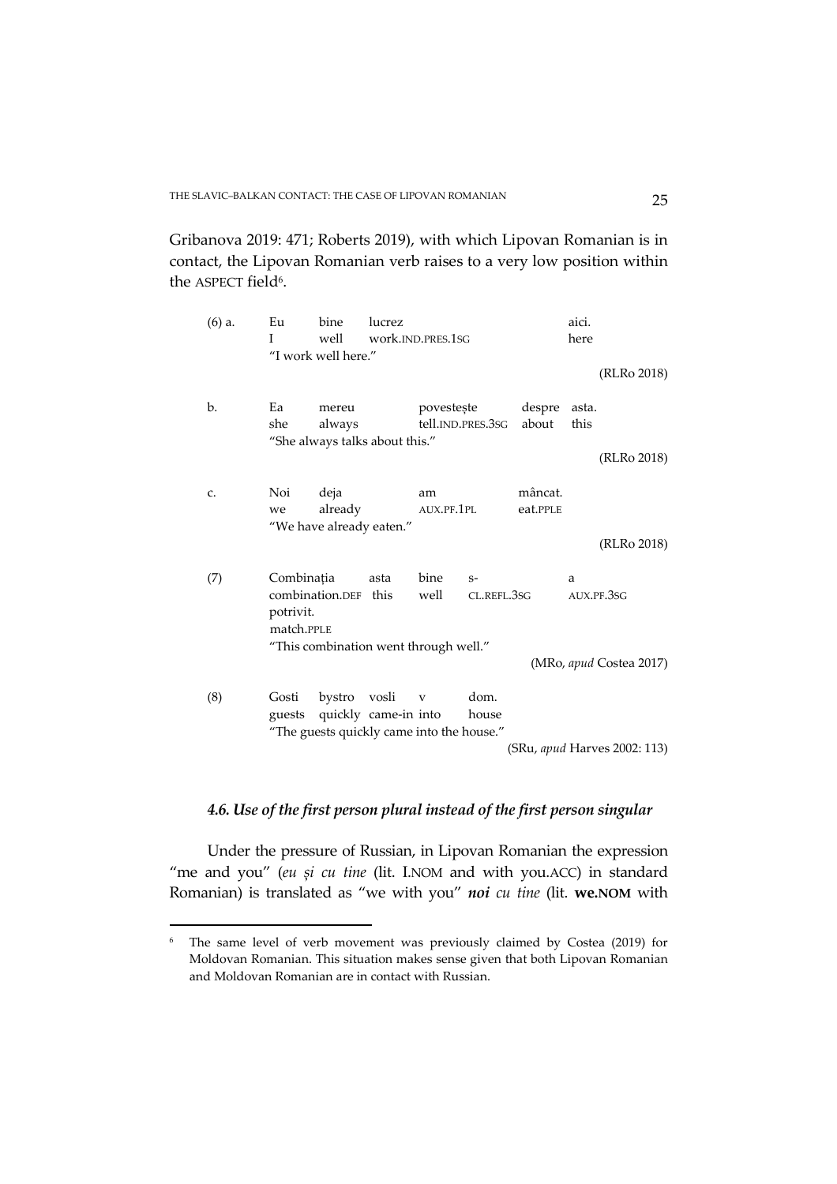Gribanova 2019: 471; Roberts 2019), with which Lipovan Romanian is in contact, the Lipovan Romanian verb raises to a very low position within the ASPECT field[6].

| (6) a. | Eu | bine | lucrez | | | aici. |
|---|---|---|---|---|---|---|
| | I | well | work.IND.PRES.1SG | | | here |
| | "I work well here." | | | | | |
| | | | | | | (RLRo 2018) |
| b. | Ea | mereu | povestește | despre | asta. | |
| | she | always | tell.IND.PRES.3SG | about | this | |
| | "She always talks about this." | | | | | |
| | | | | | | (RLRo 2018) |
| c. | Noi | deja | am | mâncat. | | |
| | we | already | AUX.PF.1PL | eat.PPLE | | |
| | "We have already eaten." | | | | | |
| | | | | | | (RLRo 2018) |

| (7) | Combinația | asta | bine | s- | a |
|---|---|---|---|---|---|
| | combination.DEF | this | well | CL.REFL.3SG | AUX.PF.3SG |
| | potrivit. | | | | |
| | match.PPLE | | | | |
| | "This combination went through well." | | | | |
| | | | | | (MRo, *apud* Costea 2017) |

| (8) | Gosti | bystro | vosli | v | dom. |
|---|---|---|---|---|---|
| | guests | quickly | came-in | into | house |
| | "The guests quickly came into the house." | | | | |
| | | | | | (SRu, *apud* Harves 2002: 113) |

### *4.6. Use of the first person plural instead of the first person singular*

Under the pressure of Russian, in Lipovan Romanian the expression "me and you" (*eu și cu tine* (lit. I.NOM and with you.ACC) in standard Romanian) is translated as "we with you" ***noi*** *cu tine* (lit. **we.NOM** with

[6] The same level of verb movement was previously claimed by Costea (2019) for Moldovan Romanian. This situation makes sense given that both Lipovan Romanian and Moldovan Romanian are in contact with Russian.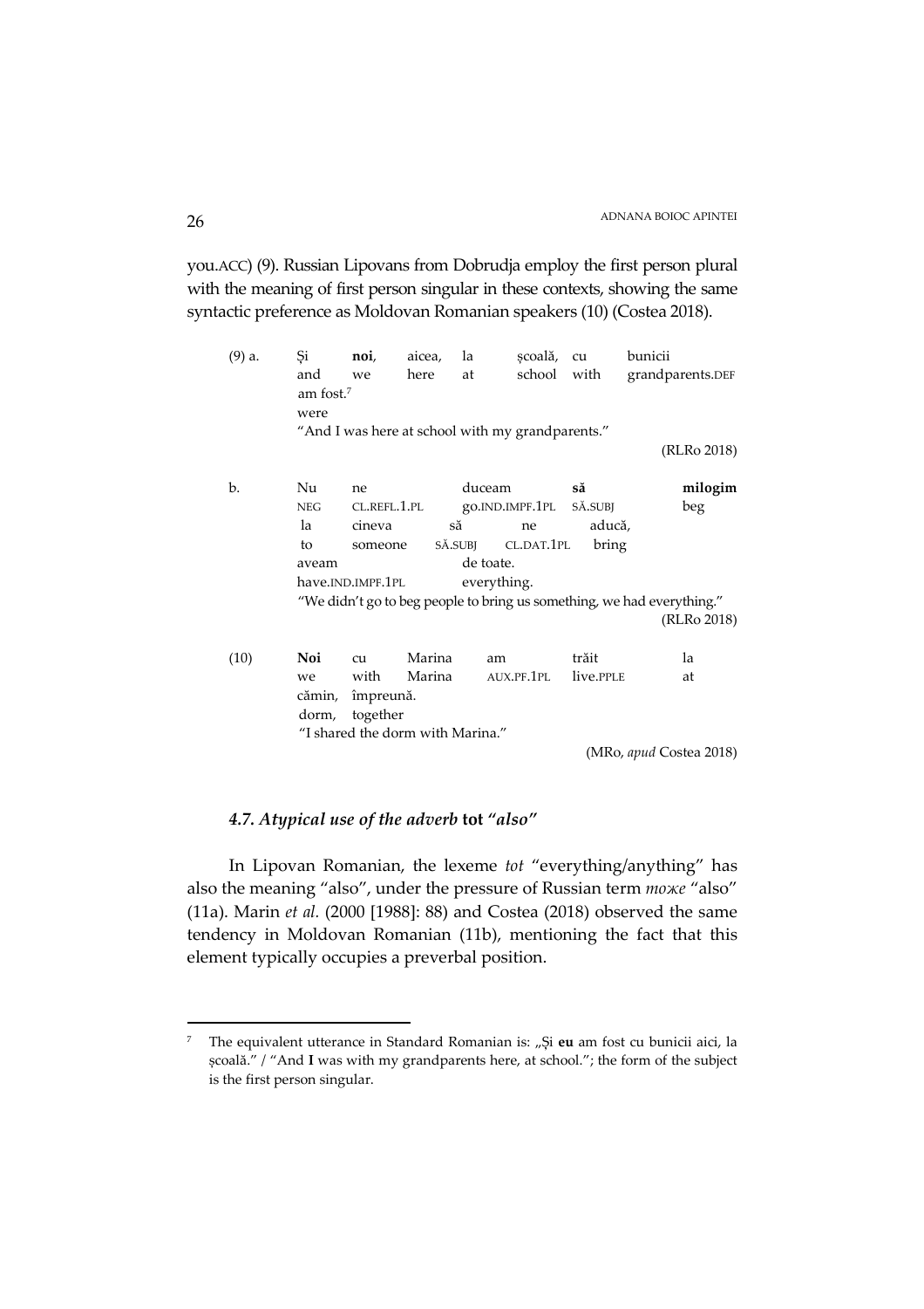you.ACC) (9). Russian Lipovans from Dobrudja employ the first person plural with the meaning of first person singular in these contexts, showing the same syntactic preference as Moldovan Romanian speakers (10) (Costea 2018).

(9) a. Și **noi**, aicea, la școală, cu bunicii am fost.[7]
and we here at school with grandparents.DEF were
"And I was here at school with my grandparents."
(RLRo 2018)

b. Nu ne duceam **să** **milogim** la cineva să ne aducă, aveam de toate.
NEG CL.REFL.1.PL go.IND.IMPF.1PL SĂ.SUBJ beg to someone SĂ.SUBJ CL.DAT.1PL bring have.IND.IMPF.1PL everything.
"We didn't go to beg people to bring us something, we had everything."
(RLRo 2018)

(10) **Noi** cu Marina am trăit la cămin, împreună.
we with Marina AUX.PF.1PL live.PPLE at dorm, together
"I shared the dorm with Marina."
(MRo, *apud* Costea 2018)

### *4.7. Atypical use of the adverb* **tot** *"also"*

In Lipovan Romanian, the lexeme *tot* "everything/anything" has also the meaning "also", under the pressure of Russian term *тоже* "also" (11a). Marin *et al.* (2000 [1988]: 88) and Costea (2018) observed the same tendency in Moldovan Romanian (11b), mentioning the fact that this element typically occupies a preverbal position.

---

[7] The equivalent utterance in Standard Romanian is: „Și **eu** am fost cu bunicii aici, la școală." / "And **I** was with my grandparents here, at school."; the form of the subject is the first person singular.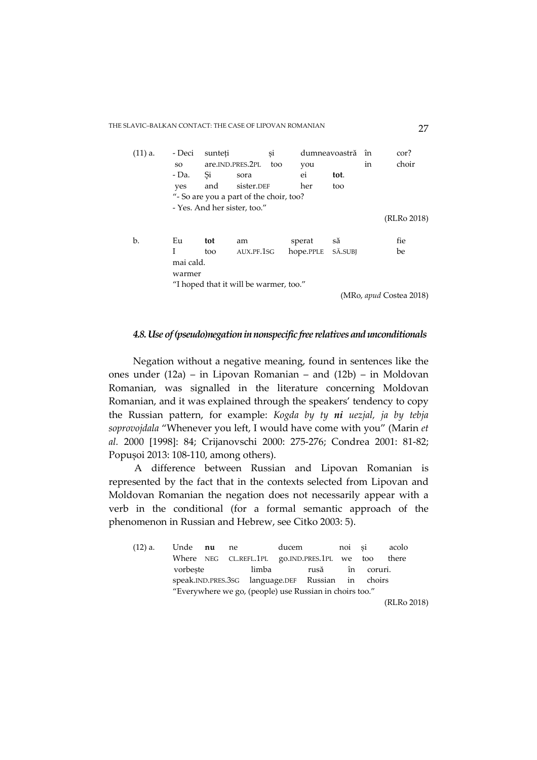(11) a. - Deci suntеți și dumneavoastră în cor?
so are.IND.PRES.2PL too you in choir
- Da. Și sora ei **tot**.
yes and sister.DEF her too
"- So are you a part of the choir, too?
- Yes. And her sister, too."
(RLRo 2018)

b. Eu **tot** am sperat să fie
I too AUX.PF.1SG hope.PPLE SĂ.SUBJ be
mai cald.
warmer
"I hoped that it will be warmer, too."
(MRo, *apud* Costea 2018)

#### *4.8. Use of (pseudo)negation in nonspecific free relatives and unconditionals*

Negation without a negative meaning, found in sentences like the ones under (12a) – in Lipovan Romanian – and (12b) – in Moldovan Romanian, was signalled in the literature concerning Moldovan Romanian, and it was explained through the speakers' tendency to copy the Russian pattern, for example: *Kogda by ty **ni** uezjal, ja by tebja soprovojdala* "Whenever you left, I would have come with you" (Marin *et al.* 2000 [1998]: 84; Crijanovschi 2000: 275-276; Condrea 2001: 81-82; Popușoi 2013: 108-110, among others).

A difference between Russian and Lipovan Romanian is represented by the fact that in the contexts selected from Lipovan and Moldovan Romanian the negation does not necessarily appear with a verb in the conditional (for a formal semantic approach of the phenomenon in Russian and Hebrew, see Citko 2003: 5).

(12) a. Unde **nu** ne ducem noi și acolo
Where NEG CL.REFL.1PL go.IND.PRES.1PL we too there
vorbește limba rusă în coruri.
speak.IND.PRES.3SG language.DEF Russian in choirs
"Everywhere we go, (people) use Russian in choirs too."
(RLRo 2018)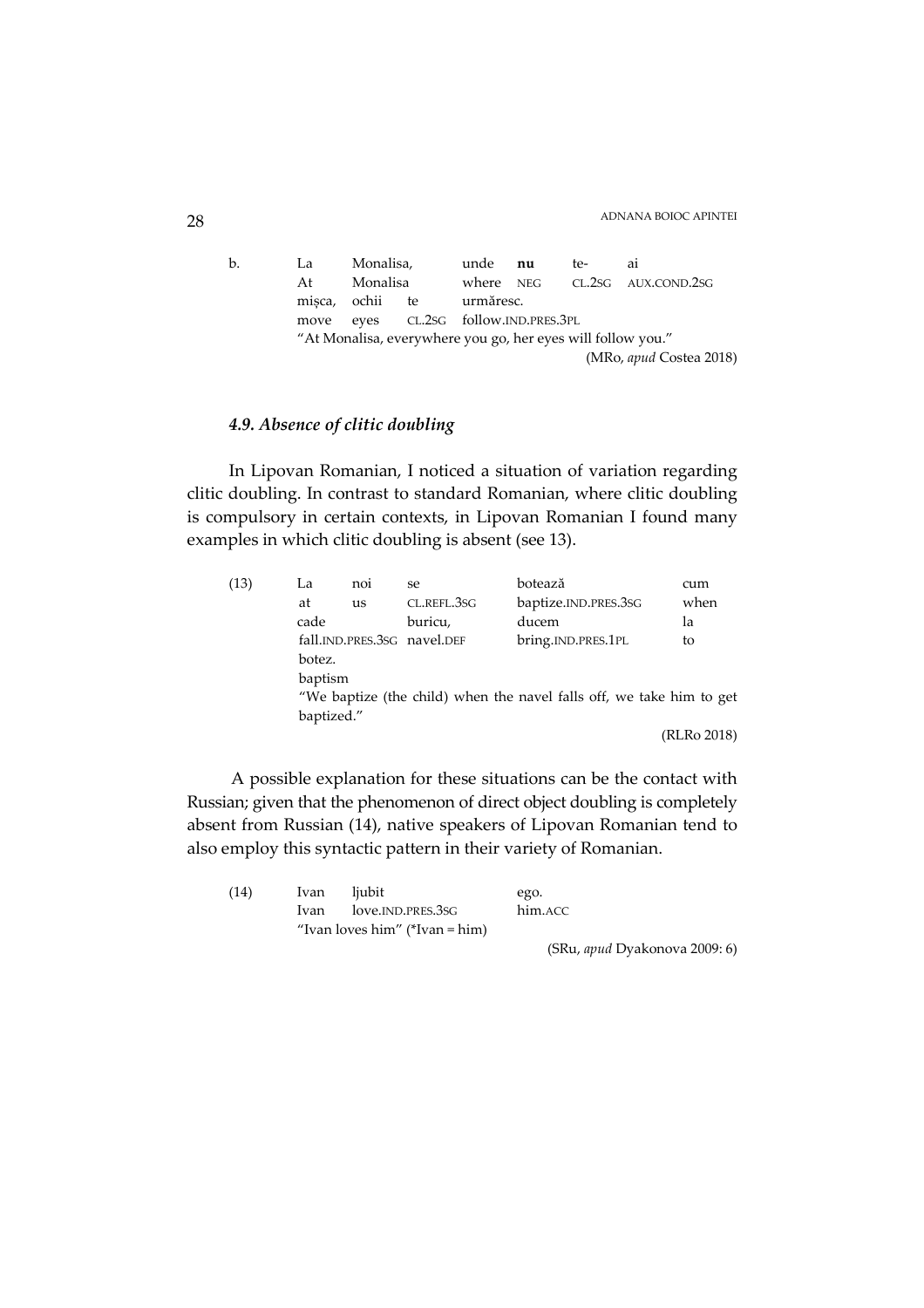b. La Monalisa, unde **nu** te- ai
   At Monalisa where NEG CL.2SG AUX.COND.2SG
   mișca, ochii te urmăresc.
   move eyes CL.2SG follow.IND.PRES.3PL
   "At Monalisa, everywhere you go, her eyes will follow you."
   (MRo, *apud* Costea 2018)

### *4.9. Absence of clitic doubling*

In Lipovan Romanian, I noticed a situation of variation regarding clitic doubling. In contrast to standard Romanian, where clitic doubling is compulsory in certain contexts, in Lipovan Romanian I found many examples in which clitic doubling is absent (see 13).

(13) La noi se botează cum
   at us CL.REFL.3SG baptize.IND.PRES.3SG when
   cade buricu, ducem la
   fall.IND.PRES.3SG navel.DEF bring.IND.PRES.1PL to
   botez.
   baptism
   "We baptize (the child) when the navel falls off, we take him to get baptized."
   (RLRo 2018)

A possible explanation for these situations can be the contact with Russian; given that the phenomenon of direct object doubling is completely absent from Russian (14), native speakers of Lipovan Romanian tend to also employ this syntactic pattern in their variety of Romanian.

(14) Ivan ljubit ego.
   Ivan love.IND.PRES.3SG him.ACC
   "Ivan loves him" (*Ivan = him)
   (SRu, *apud* Dyakonova 2009: 6)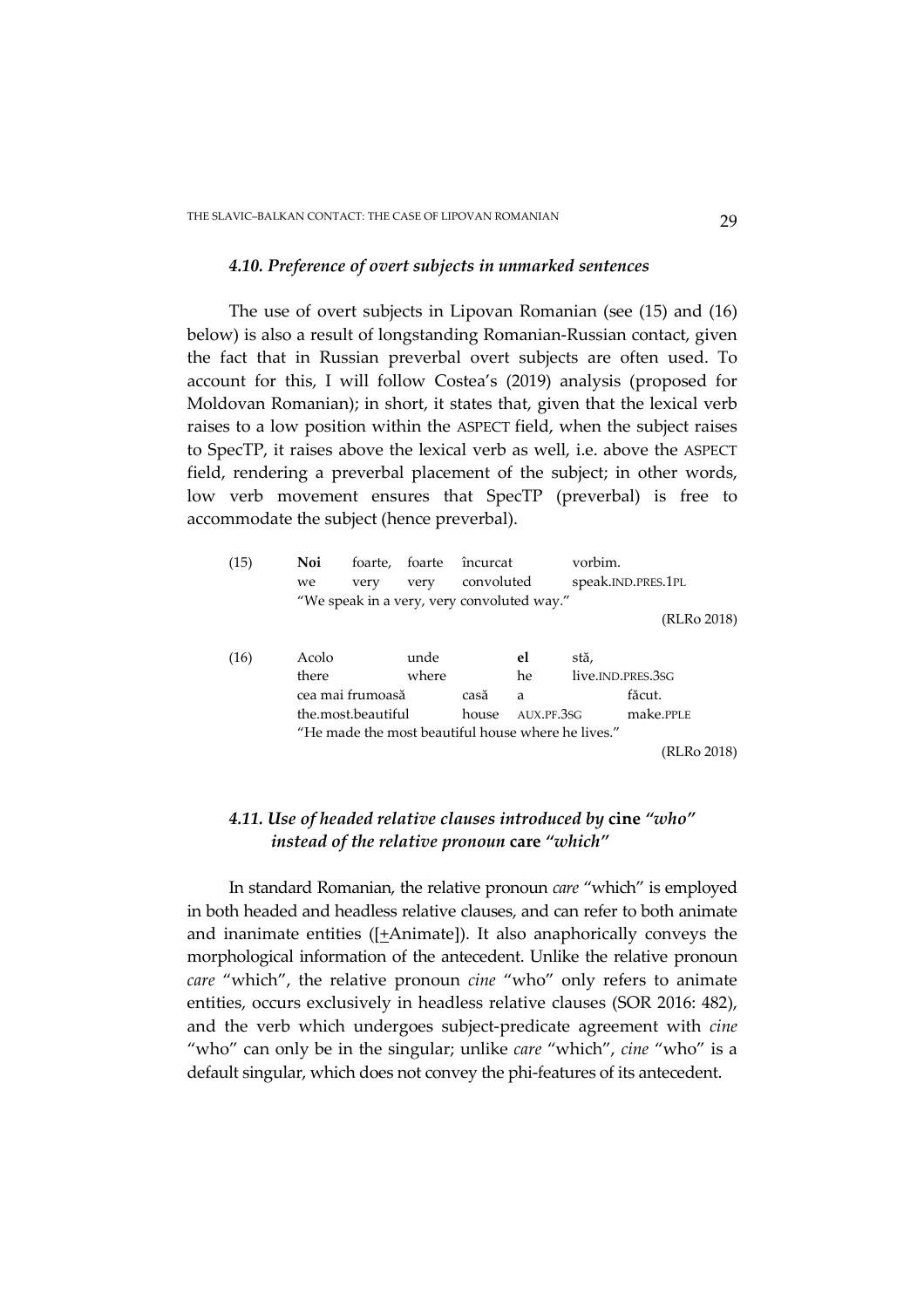#### *4.10. Preference of overt subjects in unmarked sentences*

The use of overt subjects in Lipovan Romanian (see (15) and (16) below) is also a result of longstanding Romanian-Russian contact, given the fact that in Russian preverbal overt subjects are often used. To account for this, I will follow Costea's (2019) analysis (proposed for Moldovan Romanian); in short, it states that, given that the lexical verb raises to a low position within the ASPECT field, when the subject raises to SpecTP, it raises above the lexical verb as well, i.e. above the ASPECT field, rendering a preverbal placement of the subject; in other words, low verb movement ensures that SpecTP (preverbal) is free to accommodate the subject (hence preverbal).

(15) **Noi** foarte, foarte încurcat vorbim.
we very very convoluted speak.IND.PRES.1PL
"We speak in a very, very convoluted way."
(RLRo 2018)

(16) Acolo unde **el** stă,
there where he live.IND.PRES.3SG
cea mai frumoasă casă a făcut.
the.most.beautiful house AUX.PF.3SG make.PPLE
"He made the most beautiful house where he lives."
(RLRo 2018)

#### *4.11. Use of headed relative clauses introduced by* **cine** *"who" instead of the relative pronoun* **care** *"which"*

In standard Romanian, the relative pronoun *care* "which" is employed in both headed and headless relative clauses, and can refer to both animate and inanimate entities ([±Animate]). It also anaphorically conveys the morphological information of the antecedent. Unlike the relative pronoun *care* "which", the relative pronoun *cine* "who" only refers to animate entities, occurs exclusively in headless relative clauses (SOR 2016: 482), and the verb which undergoes subject-predicate agreement with *cine* "who" can only be in the singular; unlike *care* "which", *cine* "who" is a default singular, which does not convey the phi-features of its antecedent.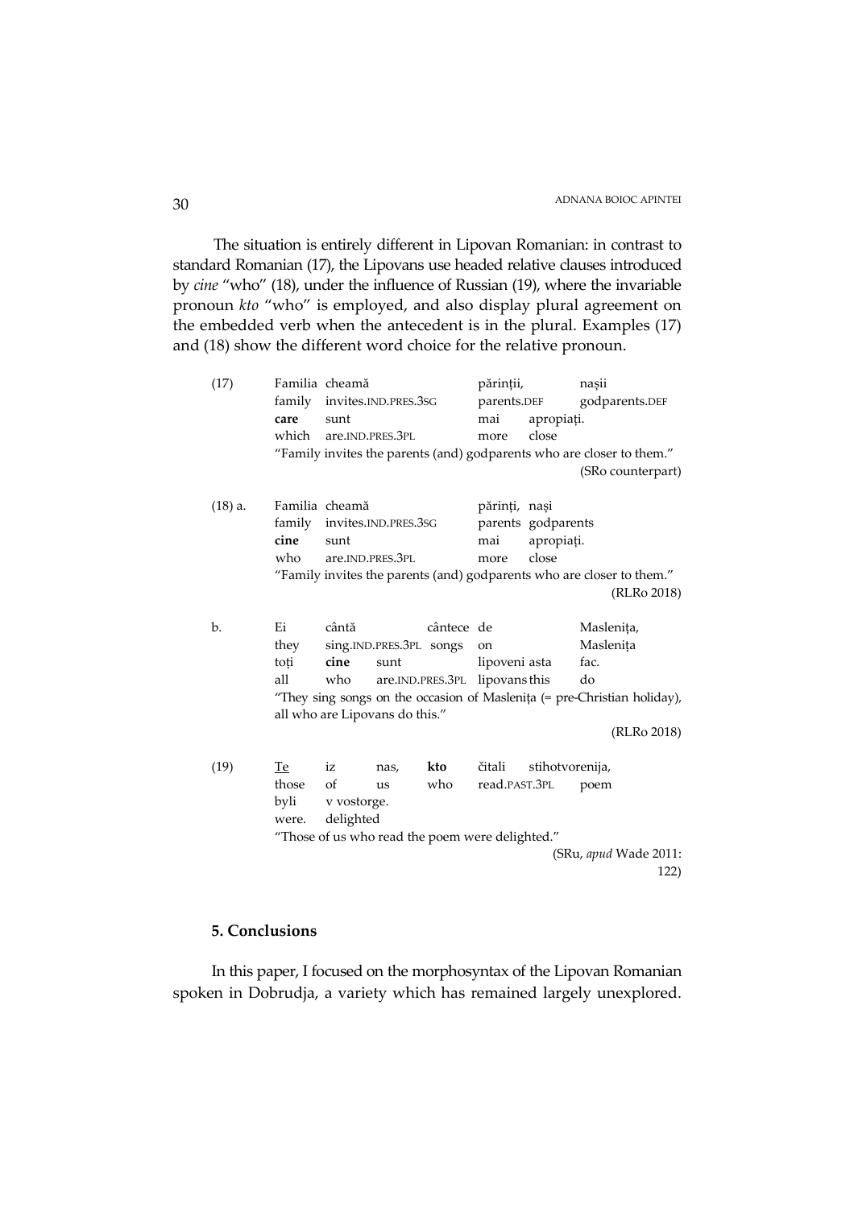The situation is entirely different in Lipovan Romanian: in contrast to standard Romanian (17), the Lipovans use headed relative clauses introduced by *cine* "who" (18), under the influence of Russian (19), where the invariable pronoun *kto* "who" is employed, and also display plural agreement on the embedded verb when the antecedent is in the plural. Examples (17) and (18) show the different word choice for the relative pronoun.

(17)

| Familia | cheamă | părinții, | nașii |
|---|---|---|---|
| family | invites.IND.PRES.3SG | parents.DEF | godparents.DEF |
| **care** | sunt | mai | apropiați. |
| which | are.IND.PRES.3PL | more | close |

"Family invites the parents (and) godparents who are closer to them."

(SRo counterpart)

(18) a.

| Familia | cheamă | părinți, | nași |
|---|---|---|---|
| family | invites.IND.PRES.3SG | parents | godparents |
| **cine** | sunt | mai | apropiați. |
| who | are.IND.PRES.3PL | more | close |

"Family invites the parents (and) godparents who are closer to them."

(RLRo 2018)

b.

| Ei | cântă | | cântece | de | | Maslenița, |
|---|---|---|---|---|---|---|
| they | sing.IND.PRES.3PL | | songs | on | | Maslenița |
| toți | **cine** | sunt | | lipoveni | asta | fac. |
| all | who | are.IND.PRES.3PL | | lipovans | this | do |

"They sing songs on the occasion of Maslenița (= pre-Christian holiday), all who are Lipovans do this."

(RLRo 2018)

(19)

| Te | iz | nas, | **kto** | čitali | stihotvorenija, |
|---|---|---|---|---|---|
| those | of | us | who | read.PAST.3PL | poem |
| byli | v vostorge. | | | | |
| were. | delighted | | | | |

"Those of us who read the poem were delighted."

(SRu, *apud* Wade 2011: 122)

## 5. Conclusions

In this paper, I focused on the morphosyntax of the Lipovan Romanian spoken in Dobrudja, a variety which has remained largely unexplored.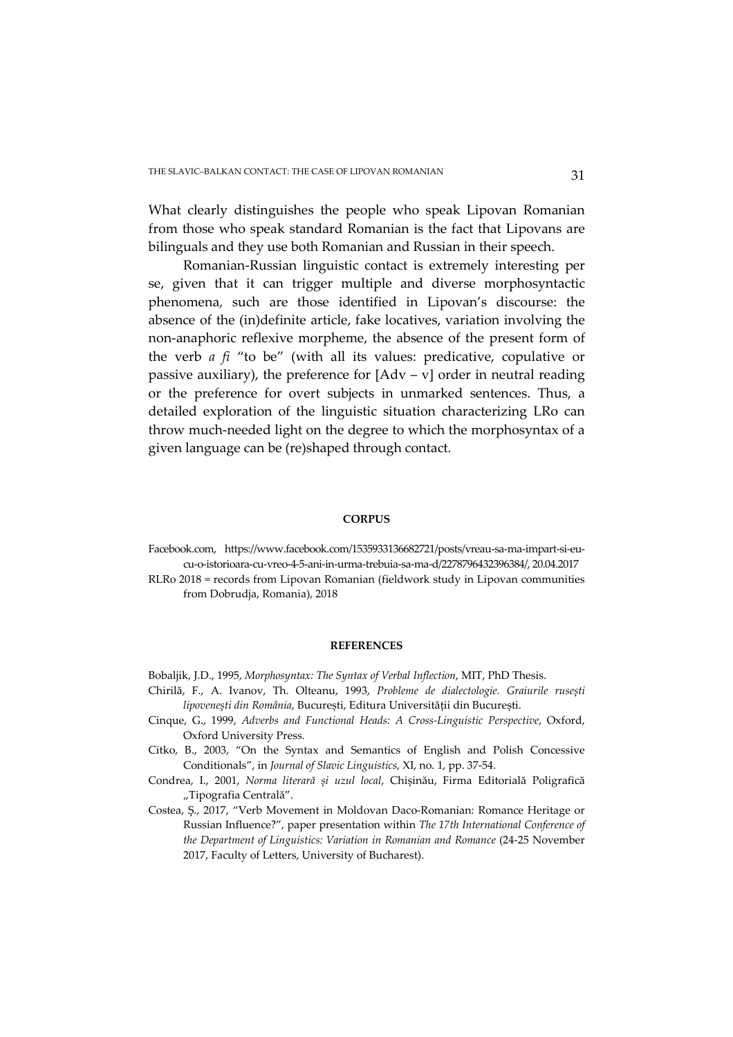What clearly distinguishes the people who speak Lipovan Romanian from those who speak standard Romanian is the fact that Lipovans are bilinguals and they use both Romanian and Russian in their speech.

Romanian-Russian linguistic contact is extremely interesting per se, given that it can trigger multiple and diverse morphosyntactic phenomena, such are those identified in Lipovan's discourse: the absence of the (in)definite article, fake locatives, variation involving the non-anaphoric reflexive morpheme, the absence of the present form of the verb *a fi* "to be" (with all its values: predicative, copulative or passive auxiliary), the preference for [Adv – v] order in neutral reading or the preference for overt subjects in unmarked sentences. Thus, a detailed exploration of the linguistic situation characterizing LRo can throw much-needed light on the degree to which the morphosyntax of a given language can be (re)shaped through contact.

## CORPUS

Facebook.com, https://www.facebook.com/1535933136682721/posts/vreau-sa-ma-impart-si-eu-cu-o-istorioara-cu-vreo-4-5-ani-in-urma-trebuia-sa-ma-d/2278796432396384/, 20.04.2017

RLRo 2018 = records from Lipovan Romanian (fieldwork study in Lipovan communities from Dobrudja, Romania), 2018

## REFERENCES

Bobaljik, J.D., 1995, *Morphosyntax: The Syntax of Verbal Inflection*, MIT, PhD Thesis.

Chirilă, F., A. Ivanov, Th. Olteanu, 1993, *Probleme de dialectologie. Graiurile rusești lipovenești din România*, București, Editura Universității din București.

Cinque, G., 1999, *Adverbs and Functional Heads: A Cross-Linguistic Perspective*, Oxford, Oxford University Press.

Citko, B., 2003, "On the Syntax and Semantics of English and Polish Concessive Conditionals", in *Journal of Slavic Linguistics*, XI, no. 1, pp. 37-54.

Condrea, I., 2001, *Norma literară și uzul local*, Chișinău, Firma Editorială Poligrafică „Tipografia Centrală".

Costea, Ș., 2017, "Verb Movement in Moldovan Daco-Romanian: Romance Heritage or Russian Influence?", paper presentation within *The 17th International Conference of the Department of Linguistics: Variation in Romanian and Romance* (24-25 November 2017, Faculty of Letters, University of Bucharest).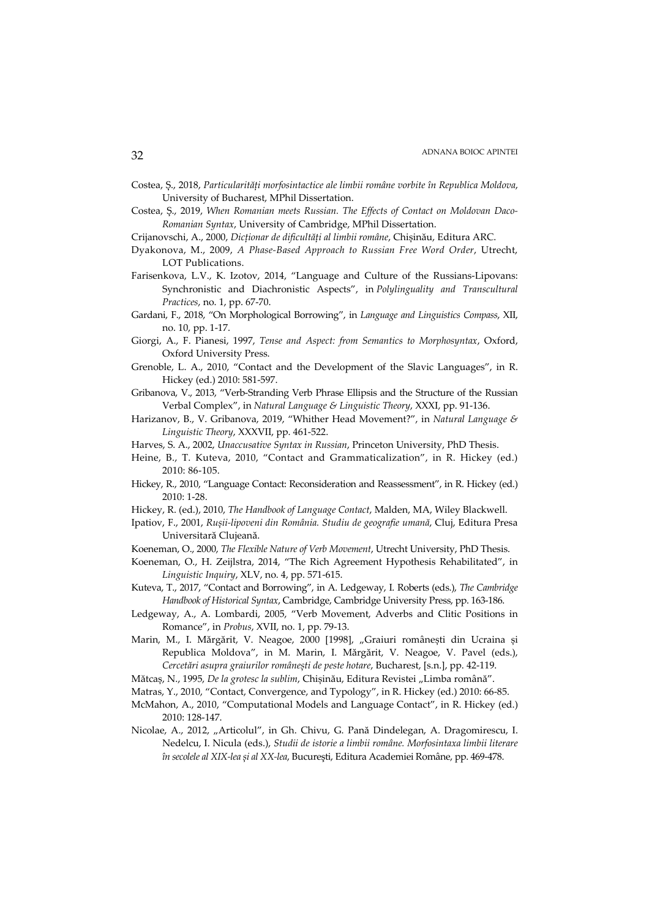Costea, Ș., 2018, *Particularități morfosintactice ale limbii române vorbite în Republica Moldova*, University of Bucharest, MPhil Dissertation.

Costea, Ș., 2019, *When Romanian meets Russian. The Effects of Contact on Moldovan Daco-Romanian Syntax*, University of Cambridge, MPhil Dissertation.

Crijanovschi, A., 2000, *Dicționar de dificultăți al limbii române*, Chișinău, Editura ARC.

Dyakonova, M., 2009, *A Phase-Based Approach to Russian Free Word Order*, Utrecht, LOT Publications.

Farisenkova, L.V., K. Izotov, 2014, "Language and Culture of the Russians-Lipovans: Synchronistic and Diachronistic Aspects", in *Polylinguality and Transcultural Practices*, no. 1, pp. 67-70.

Gardani, F., 2018, "On Morphological Borrowing", in *Language and Linguistics Compass*, XII, no. 10, pp. 1-17.

Giorgi, A., F. Pianesi, 1997, *Tense and Aspect: from Semantics to Morphosyntax*, Oxford, Oxford University Press.

Grenoble, L. A., 2010, "Contact and the Development of the Slavic Languages", in R. Hickey (ed.) 2010: 581-597.

Gribanova, V., 2013, "Verb-Stranding Verb Phrase Ellipsis and the Structure of the Russian Verbal Complex", in *Natural Language & Linguistic Theory*, XXXI, pp. 91-136.

Harizanov, B., V. Gribanova, 2019, "Whither Head Movement?", in *Natural Language & Linguistic Theory*, XXXVII, pp. 461-522.

Harves, S. A., 2002, *Unaccusative Syntax in Russian*, Princeton University, PhD Thesis.

Heine, B., T. Kuteva, 2010, "Contact and Grammaticalization", in R. Hickey (ed.) 2010: 86-105.

Hickey, R., 2010, "Language Contact: Reconsideration and Reassessment", in R. Hickey (ed.) 2010: 1-28.

Hickey, R. (ed.), 2010, *The Handbook of Language Contact*, Malden, MA, Wiley Blackwell.

Ipatiov, F., 2001, *Rușii-lipoveni din România. Studiu de geografie umană*, Cluj, Editura Presa Universitară Clujeană.

Koeneman, O., 2000, *The Flexible Nature of Verb Movement*, Utrecht University, PhD Thesis.

Koeneman, O., H. Zeijlstra, 2014, "The Rich Agreement Hypothesis Rehabilitated", in *Linguistic Inquiry*, XLV, no. 4, pp. 571-615.

Kuteva, T., 2017, "Contact and Borrowing", in A. Ledgeway, I. Roberts (eds.), *The Cambridge Handbook of Historical Syntax*, Cambridge, Cambridge University Press, pp. 163-186.

Ledgeway, A., A. Lombardi, 2005, "Verb Movement, Adverbs and Clitic Positions in Romance", in *Probus*, XVII, no. 1, pp. 79-13.

Marin, M., I. Mărgărit, V. Neagoe, 2000 [1998], „Graiuri românești din Ucraina și Republica Moldova", in M. Marin, I. Mărgărit, V. Neagoe, V. Pavel (eds.), *Cercetări asupra graiurilor românești de peste hotare*, Bucharest, [s.n.], pp. 42-119.

Mătcaș, N., 1995, *De la grotesc la sublim*, Chișinău, Editura Revistei „Limba română".

Matras, Y., 2010, "Contact, Convergence, and Typology", in R. Hickey (ed.) 2010: 66-85.

McMahon, A., 2010, "Computational Models and Language Contact", in R. Hickey (ed.) 2010: 128-147.

Nicolae, A., 2012, „Articolul", in Gh. Chivu, G. Pană Dindelegan, A. Dragomirescu, I. Nedelcu, I. Nicula (eds.), *Studii de istorie a limbii române. Morfosintaxa limbii literare în secolele al XIX-lea și al XX-lea*, București, Editura Academiei Române, pp. 469-478.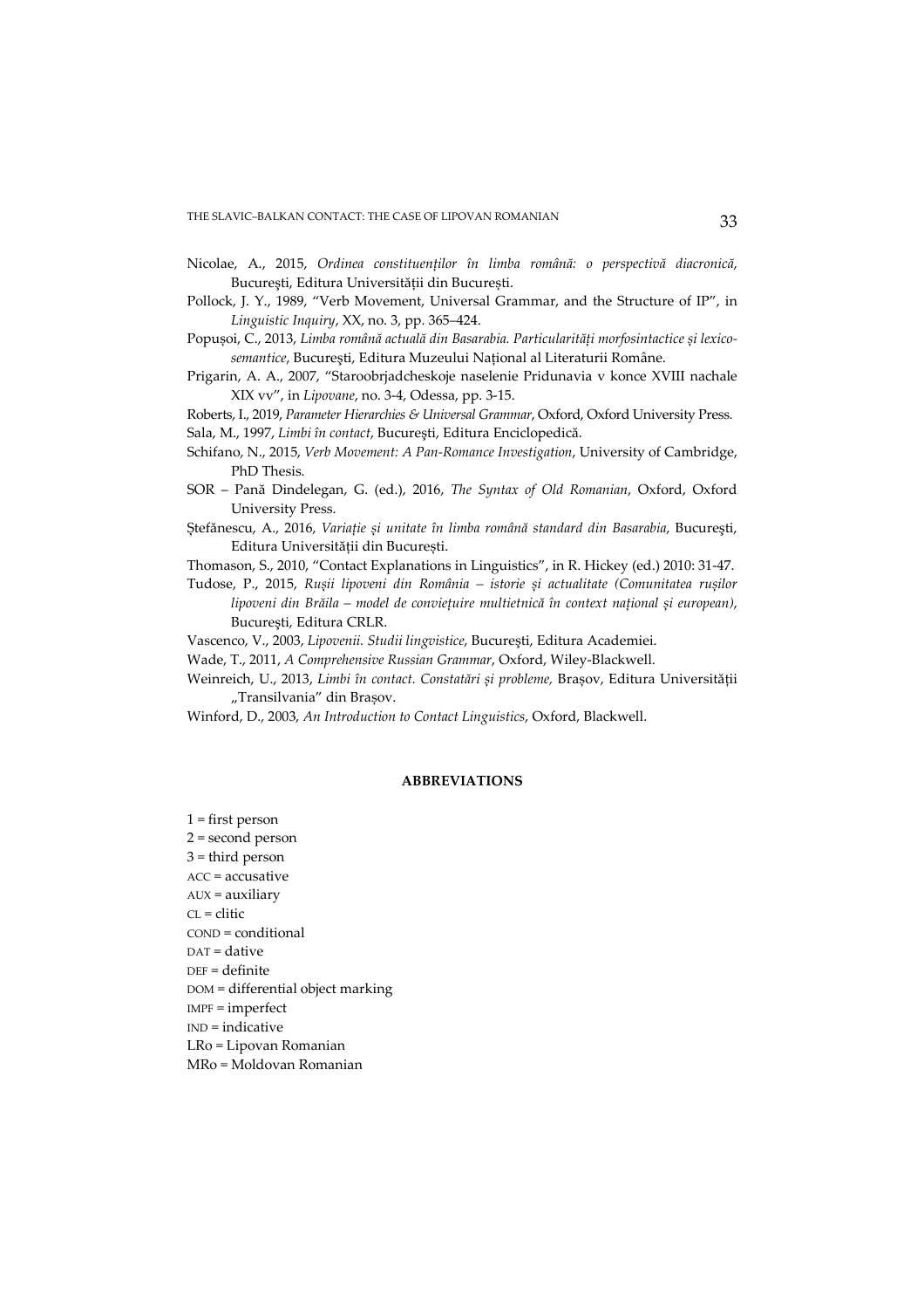Nicolae, A., 2015, *Ordinea constituenților în limba română: o perspectivă diacronică*, București, Editura Universității din București.

Pollock, J. Y., 1989, "Verb Movement, Universal Grammar, and the Structure of IP", in *Linguistic Inquiry*, XX, no. 3, pp. 365–424.

Popușoi, C., 2013, *Limba română actuală din Basarabia. Particularități morfosintactice și lexico-semantice*, București, Editura Muzeului Național al Literaturii Române.

Prigarin, A. A., 2007, "Staroobrjadcheskoje naselenie Pridunavia v konce XVIII nachale XIX vv", in *Lipovane*, no. 3-4, Odessa, pp. 3-15.

Roberts, I., 2019, *Parameter Hierarchies & Universal Grammar*, Oxford, Oxford University Press.

Sala, M., 1997, *Limbi în contact*, București, Editura Enciclopedică.

Schifano, N., 2015, *Verb Movement: A Pan-Romance Investigation*, University of Cambridge, PhD Thesis.

SOR – Pană Dindelegan, G. (ed.), 2016, *The Syntax of Old Romanian*, Oxford, Oxford University Press.

Ștefănescu, A., 2016, *Variație și unitate în limba română standard din Basarabia*, București, Editura Universității din București.

Thomason, S., 2010, "Contact Explanations in Linguistics", in R. Hickey (ed.) 2010: 31-47.

Tudose, P., 2015, *Rușii lipoveni din România – istorie și actualitate (Comunitatea rușilor lipoveni din Brăila – model de conviețuire multietnică în context național și european)*, București, Editura CRLR.

Vascenco, V., 2003, *Lipovenii. Studii lingvistice*, București, Editura Academiei.

Wade, T., 2011, *A Comprehensive Russian Grammar*, Oxford, Wiley-Blackwell.

Weinreich, U., 2013, *Limbi în contact. Constatări și probleme*, Brașov, Editura Universității „Transilvania" din Brașov.

Winford, D., 2003, *An Introduction to Contact Linguistics*, Oxford, Blackwell.

## ABBREVIATIONS

1 = first person
2 = second person
3 = third person
ACC = accusative
AUX = auxiliary
CL = clitic
COND = conditional
DAT = dative
DEF = definite
DOM = differential object marking
IMPF = imperfect
IND = indicative
LRo = Lipovan Romanian
MRo = Moldovan Romanian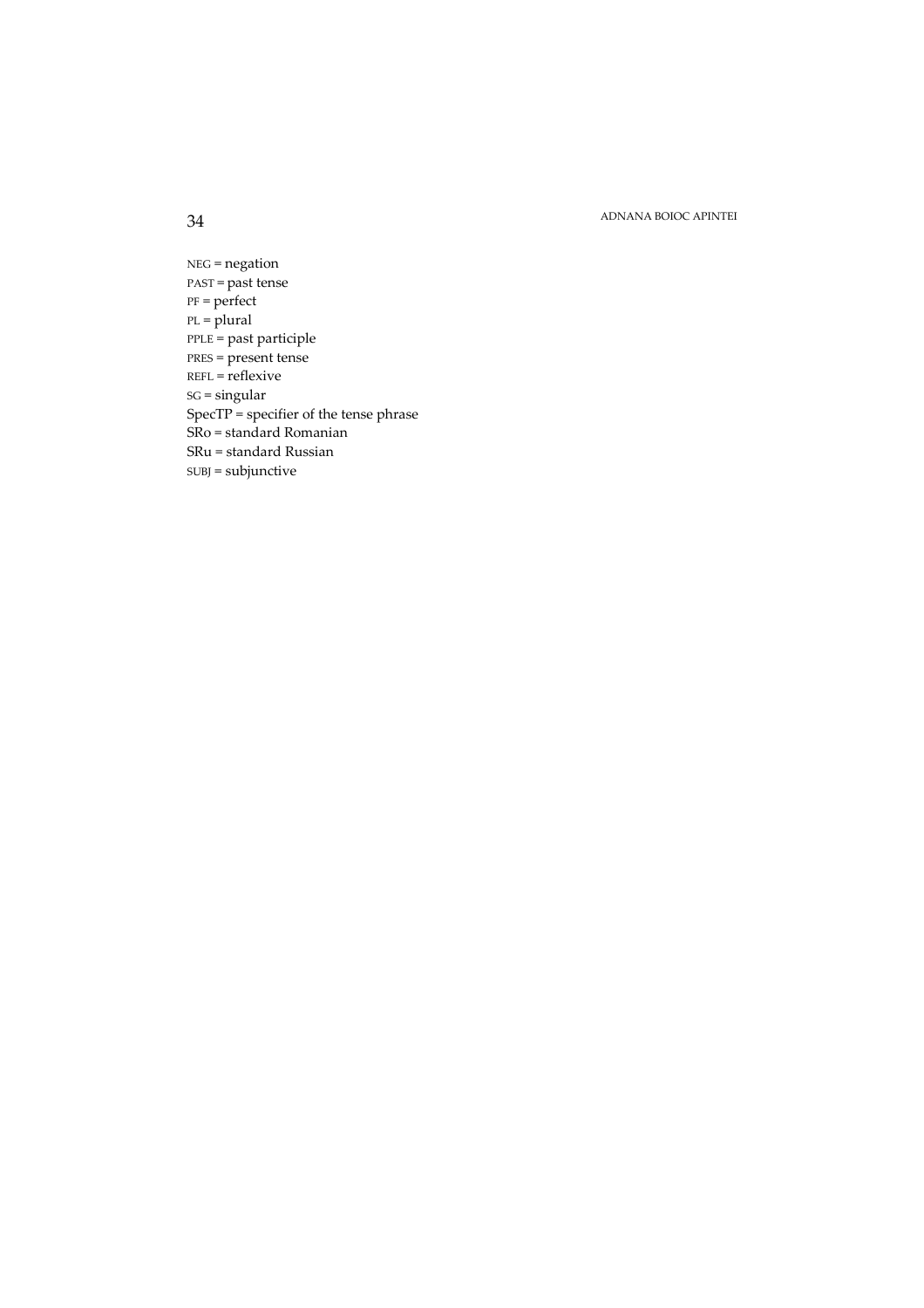NEG = negation  
PAST = past tense  
PF = perfect  
PL = plural  
PPLE = past participle  
PRES = present tense  
REFL = reflexive  
SG = singular  
SpecTP = specifier of the tense phrase  
SRo = standard Romanian  
SRu = standard Russian  
SUBJ = subjunctive